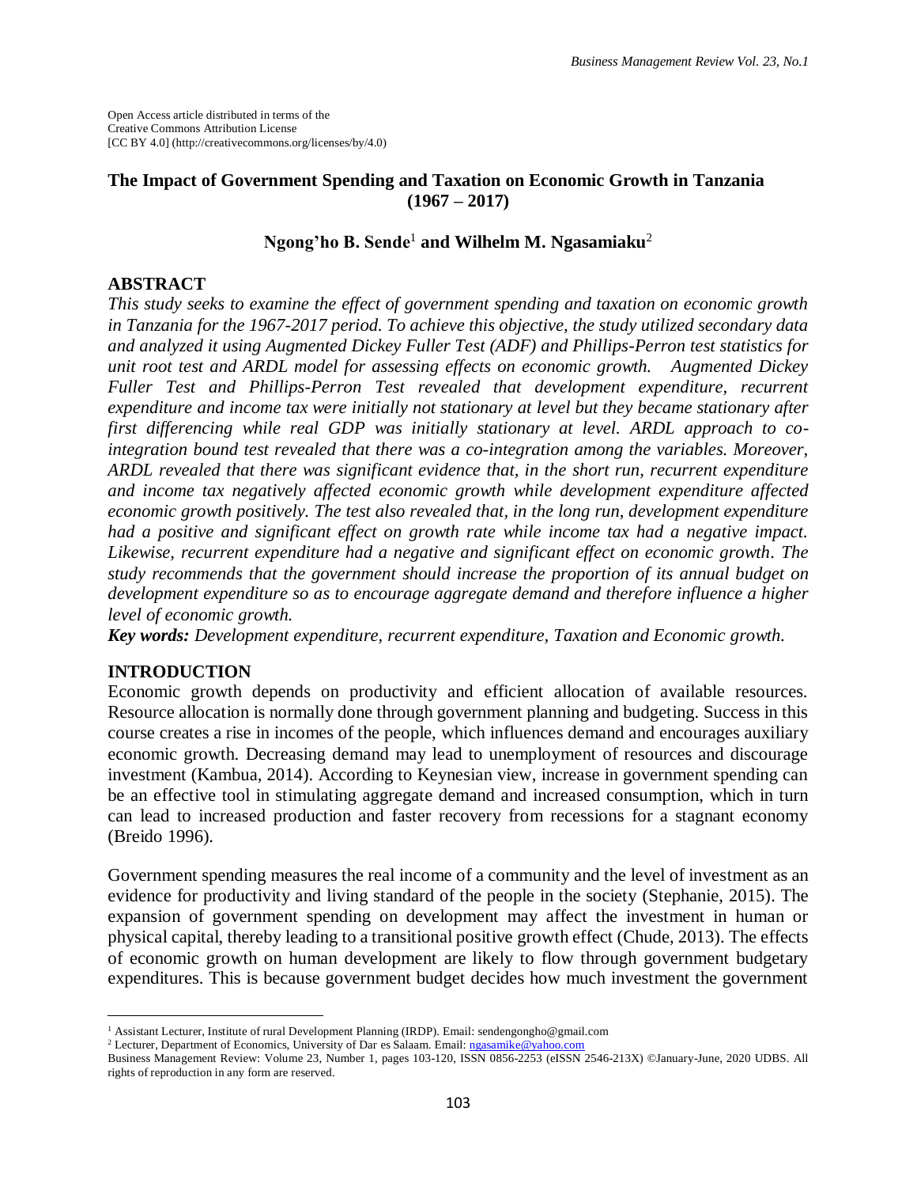Open Access article distributed in terms of the
Creative Commons Attribution License
[CC BY 4.0] (http://creativecommons.org/licenses/by/4.0)

# The Impact of Government Spending and Taxation on Economic Growth in Tanzania (1967 – 2017)

**Ngong'ho B. Sende**[1] **and Wilhelm M. Ngasamiaku**[2]

## ABSTRACT

*This study seeks to examine the effect of government spending and taxation on economic growth in Tanzania for the 1967-2017 period. To achieve this objective, the study utilized secondary data and analyzed it using Augmented Dickey Fuller Test (ADF) and Phillips-Perron test statistics for unit root test and ARDL model for assessing effects on economic growth. Augmented Dickey Fuller Test and Phillips-Perron Test revealed that development expenditure, recurrent expenditure and income tax were initially not stationary at level but they became stationary after first differencing while real GDP was initially stationary at level. ARDL approach to co-integration bound test revealed that there was a co-integration among the variables. Moreover, ARDL revealed that there was significant evidence that, in the short run, recurrent expenditure and income tax negatively affected economic growth while development expenditure affected economic growth positively. The test also revealed that, in the long run, development expenditure had a positive and significant effect on growth rate while income tax had a negative impact. Likewise, recurrent expenditure had a negative and significant effect on economic growth. The study recommends that the government should increase the proportion of its annual budget on development expenditure so as to encourage aggregate demand and therefore influence a higher level of economic growth.*

***Key words:*** *Development expenditure, recurrent expenditure, Taxation and Economic growth.*

## INTRODUCTION

Economic growth depends on productivity and efficient allocation of available resources. Resource allocation is normally done through government planning and budgeting. Success in this course creates a rise in incomes of the people, which influences demand and encourages auxiliary economic growth. Decreasing demand may lead to unemployment of resources and discourage investment (Kambua, 2014). According to Keynesian view, increase in government spending can be an effective tool in stimulating aggregate demand and increased consumption, which in turn can lead to increased production and faster recovery from recessions for a stagnant economy (Breido 1996).

Government spending measures the real income of a community and the level of investment as an evidence for productivity and living standard of the people in the society (Stephanie, 2015). The expansion of government spending on development may affect the investment in human or physical capital, thereby leading to a transitional positive growth effect (Chude, 2013). The effects of economic growth on human development are likely to flow through government budgetary expenditures. This is because government budget decides how much investment the government

---

[1] Assistant Lecturer, Institute of rural Development Planning (IRDP). Email: sendengongho@gmail.com

[2] Lecturer, Department of Economics, University of Dar es Salaam. Email: ngasamike@yahoo.com

Business Management Review: Volume 23, Number 1, pages 103-120, ISSN 0856-2253 (eISSN 2546-213X) ©January-June, 2020 UDBS. All rights of reproduction in any form are reserved.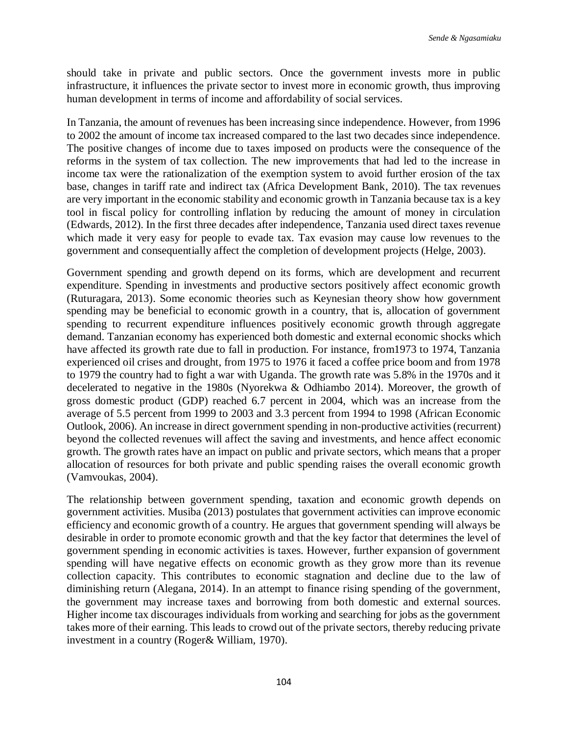should take in private and public sectors. Once the government invests more in public infrastructure, it influences the private sector to invest more in economic growth, thus improving human development in terms of income and affordability of social services.

In Tanzania, the amount of revenues has been increasing since independence. However, from 1996 to 2002 the amount of income tax increased compared to the last two decades since independence. The positive changes of income due to taxes imposed on products were the consequence of the reforms in the system of tax collection. The new improvements that had led to the increase in income tax were the rationalization of the exemption system to avoid further erosion of the tax base, changes in tariff rate and indirect tax (Africa Development Bank, 2010). The tax revenues are very important in the economic stability and economic growth in Tanzania because tax is a key tool in fiscal policy for controlling inflation by reducing the amount of money in circulation (Edwards, 2012). In the first three decades after independence, Tanzania used direct taxes revenue which made it very easy for people to evade tax. Tax evasion may cause low revenues to the government and consequentially affect the completion of development projects (Helge, 2003).

Government spending and growth depend on its forms, which are development and recurrent expenditure. Spending in investments and productive sectors positively affect economic growth (Ruturagara, 2013). Some economic theories such as Keynesian theory show how government spending may be beneficial to economic growth in a country, that is, allocation of government spending to recurrent expenditure influences positively economic growth through aggregate demand. Tanzanian economy has experienced both domestic and external economic shocks which have affected its growth rate due to fall in production. For instance, from1973 to 1974, Tanzania experienced oil crises and drought, from 1975 to 1976 it faced a coffee price boom and from 1978 to 1979 the country had to fight a war with Uganda. The growth rate was 5.8% in the 1970s and it decelerated to negative in the 1980s (Nyorekwa & Odhiambo 2014). Moreover, the growth of gross domestic product (GDP) reached 6.7 percent in 2004, which was an increase from the average of 5.5 percent from 1999 to 2003 and 3.3 percent from 1994 to 1998 (African Economic Outlook, 2006). An increase in direct government spending in non-productive activities (recurrent) beyond the collected revenues will affect the saving and investments, and hence affect economic growth. The growth rates have an impact on public and private sectors, which means that a proper allocation of resources for both private and public spending raises the overall economic growth (Vamvoukas, 2004).

The relationship between government spending, taxation and economic growth depends on government activities. Musiba (2013) postulates that government activities can improve economic efficiency and economic growth of a country. He argues that government spending will always be desirable in order to promote economic growth and that the key factor that determines the level of government spending in economic activities is taxes. However, further expansion of government spending will have negative effects on economic growth as they grow more than its revenue collection capacity. This contributes to economic stagnation and decline due to the law of diminishing return (Alegana, 2014). In an attempt to finance rising spending of the government, the government may increase taxes and borrowing from both domestic and external sources. Higher income tax discourages individuals from working and searching for jobs as the government takes more of their earning. This leads to crowd out of the private sectors, thereby reducing private investment in a country (Roger& William, 1970).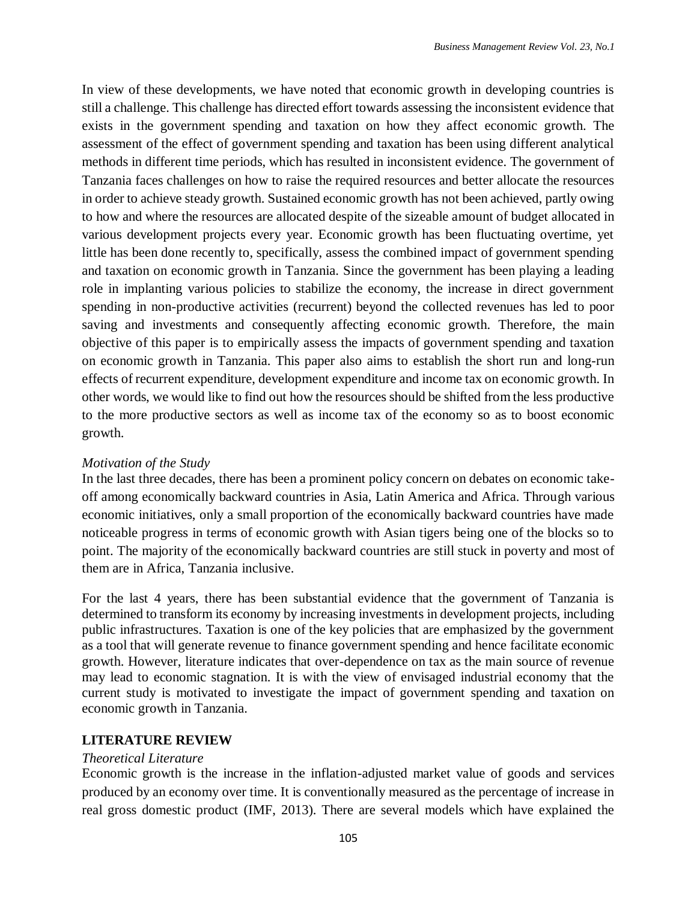In view of these developments, we have noted that economic growth in developing countries is still a challenge. This challenge has directed effort towards assessing the inconsistent evidence that exists in the government spending and taxation on how they affect economic growth. The assessment of the effect of government spending and taxation has been using different analytical methods in different time periods, which has resulted in inconsistent evidence. The government of Tanzania faces challenges on how to raise the required resources and better allocate the resources in order to achieve steady growth. Sustained economic growth has not been achieved, partly owing to how and where the resources are allocated despite of the sizeable amount of budget allocated in various development projects every year. Economic growth has been fluctuating overtime, yet little has been done recently to, specifically, assess the combined impact of government spending and taxation on economic growth in Tanzania. Since the government has been playing a leading role in implanting various policies to stabilize the economy, the increase in direct government spending in non-productive activities (recurrent) beyond the collected revenues has led to poor saving and investments and consequently affecting economic growth. Therefore, the main objective of this paper is to empirically assess the impacts of government spending and taxation on economic growth in Tanzania. This paper also aims to establish the short run and long-run effects of recurrent expenditure, development expenditure and income tax on economic growth. In other words, we would like to find out how the resources should be shifted from the less productive to the more productive sectors as well as income tax of the economy so as to boost economic growth.

*Motivation of the Study*

In the last three decades, there has been a prominent policy concern on debates on economic take-off among economically backward countries in Asia, Latin America and Africa. Through various economic initiatives, only a small proportion of the economically backward countries have made noticeable progress in terms of economic growth with Asian tigers being one of the blocks so to point. The majority of the economically backward countries are still stuck in poverty and most of them are in Africa, Tanzania inclusive.

For the last 4 years, there has been substantial evidence that the government of Tanzania is determined to transform its economy by increasing investments in development projects, including public infrastructures. Taxation is one of the key policies that are emphasized by the government as a tool that will generate revenue to finance government spending and hence facilitate economic growth. However, literature indicates that over-dependence on tax as the main source of revenue may lead to economic stagnation. It is with the view of envisaged industrial economy that the current study is motivated to investigate the impact of government spending and taxation on economic growth in Tanzania.

## LITERATURE REVIEW

*Theoretical Literature*

Economic growth is the increase in the inflation-adjusted market value of goods and services produced by an economy over time. It is conventionally measured as the percentage of increase in real gross domestic product (IMF, 2013). There are several models which have explained the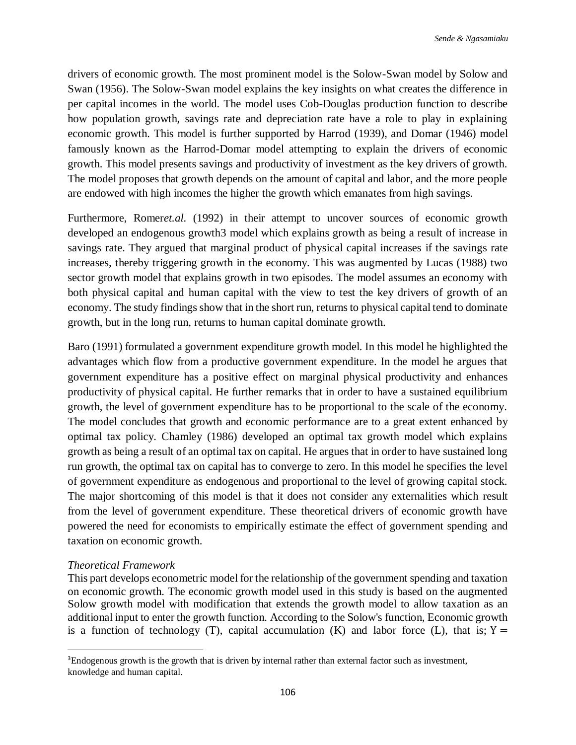drivers of economic growth. The most prominent model is the Solow-Swan model by Solow and Swan (1956). The Solow-Swan model explains the key insights on what creates the difference in per capital incomes in the world. The model uses Cob-Douglas production function to describe how population growth, savings rate and depreciation rate have a role to play in explaining economic growth. This model is further supported by Harrod (1939), and Domar (1946) model famously known as the Harrod-Domar model attempting to explain the drivers of economic growth. This model presents savings and productivity of investment as the key drivers of growth. The model proposes that growth depends on the amount of capital and labor, and the more people are endowed with high incomes the higher the growth which emanates from high savings.

Furthermore, Romer*et.al.* (1992) in their attempt to uncover sources of economic growth developed an endogenous growth[3] model which explains growth as being a result of increase in savings rate. They argued that marginal product of physical capital increases if the savings rate increases, thereby triggering growth in the economy. This was augmented by Lucas (1988) two sector growth model that explains growth in two episodes. The model assumes an economy with both physical capital and human capital with the view to test the key drivers of growth of an economy. The study findings show that in the short run, returns to physical capital tend to dominate growth, but in the long run, returns to human capital dominate growth.

Baro (1991) formulated a government expenditure growth model. In this model he highlighted the advantages which flow from a productive government expenditure. In the model he argues that government expenditure has a positive effect on marginal physical productivity and enhances productivity of physical capital. He further remarks that in order to have a sustained equilibrium growth, the level of government expenditure has to be proportional to the scale of the economy. The model concludes that growth and economic performance are to a great extent enhanced by optimal tax policy. Chamley (1986) developed an optimal tax growth model which explains growth as being a result of an optimal tax on capital. He argues that in order to have sustained long run growth, the optimal tax on capital has to converge to zero. In this model he specifies the level of government expenditure as endogenous and proportional to the level of growing capital stock. The major shortcoming of this model is that it does not consider any externalities which result from the level of government expenditure. These theoretical drivers of economic growth have powered the need for economists to empirically estimate the effect of government spending and taxation on economic growth.

*Theoretical Framework*

This part develops econometric model for the relationship of the government spending and taxation on economic growth. The economic growth model used in this study is based on the augmented Solow growth model with modification that extends the growth model to allow taxation as an additional input to enter the growth function. According to the Solow's function, Economic growth is a function of technology (T), capital accumulation (K) and labor force (L), that is; $Y =$

---

[3]Endogenous growth is the growth that is driven by internal rather than external factor such as investment, knowledge and human capital.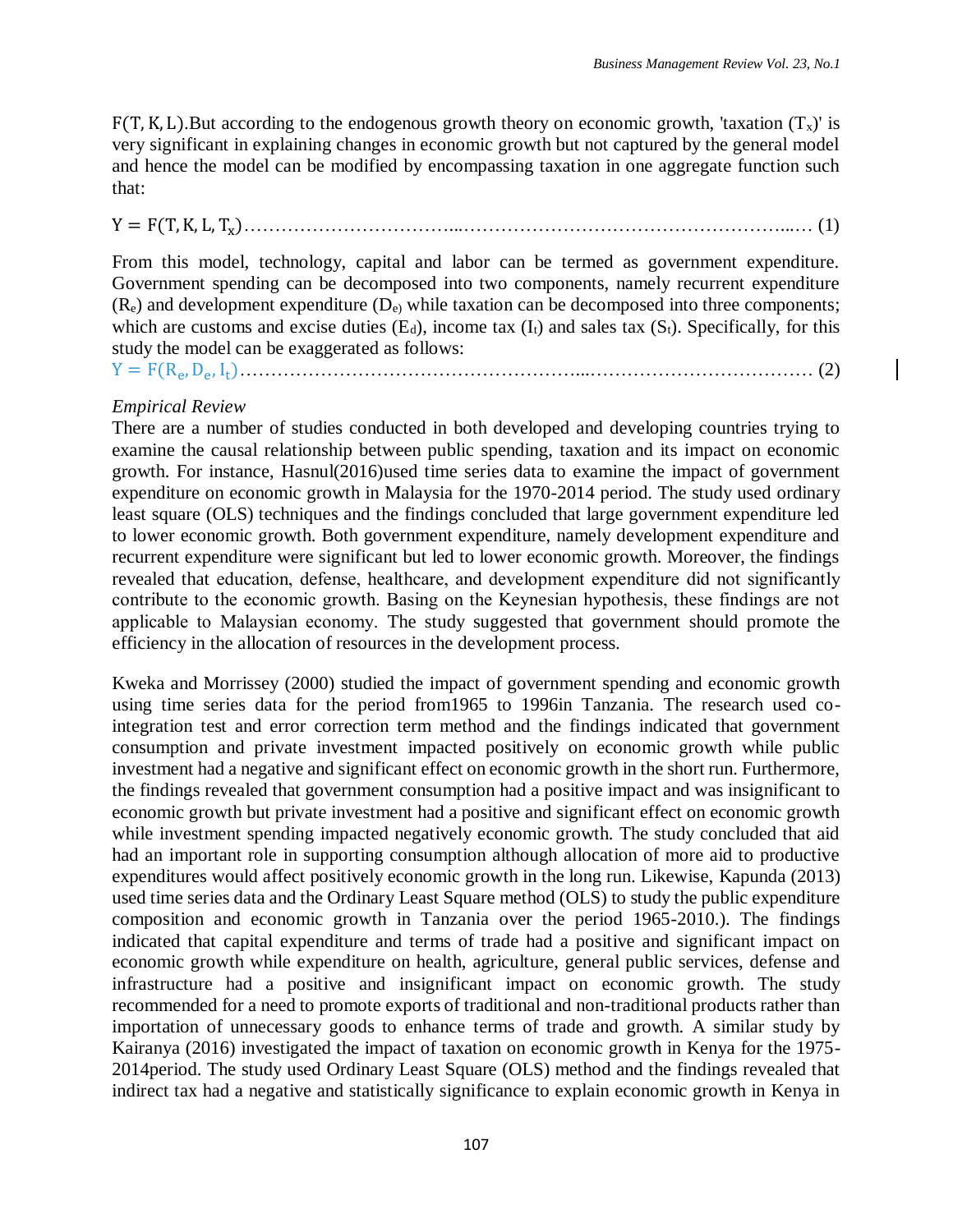$F(T, K, L)$.But according to the endogenous growth theory on economic growth, 'taxation ($T_x$)' is very significant in explaining changes in economic growth but not captured by the general model and hence the model can be modified by encompassing taxation in one aggregate function such that:

$$Y = F(T, K, L, T_x) \qquad (1)$$

From this model, technology, capital and labor can be termed as government expenditure. Government spending can be decomposed into two components, namely recurrent expenditure ($R_e$) and development expenditure ($D_e$) while taxation can be decomposed into three components; which are customs and excise duties ($E_d$), income tax ($I_t$) and sales tax ($S_t$). Specifically, for this study the model can be exaggerated as follows:

$$Y = F(R_e, D_e, I_t) \qquad (2)$$

*Empirical Review*

There are a number of studies conducted in both developed and developing countries trying to examine the causal relationship between public spending, taxation and its impact on economic growth. For instance, Hasnul(2016)used time series data to examine the impact of government expenditure on economic growth in Malaysia for the 1970-2014 period. The study used ordinary least square (OLS) techniques and the findings concluded that large government expenditure led to lower economic growth. Both government expenditure, namely development expenditure and recurrent expenditure were significant but led to lower economic growth. Moreover, the findings revealed that education, defense, healthcare, and development expenditure did not significantly contribute to the economic growth. Basing on the Keynesian hypothesis, these findings are not applicable to Malaysian economy. The study suggested that government should promote the efficiency in the allocation of resources in the development process.

Kweka and Morrissey (2000) studied the impact of government spending and economic growth using time series data for the period from1965 to 1996in Tanzania. The research used co-integration test and error correction term method and the findings indicated that government consumption and private investment impacted positively on economic growth while public investment had a negative and significant effect on economic growth in the short run. Furthermore, the findings revealed that government consumption had a positive impact and was insignificant to economic growth but private investment had a positive and significant effect on economic growth while investment spending impacted negatively economic growth. The study concluded that aid had an important role in supporting consumption although allocation of more aid to productive expenditures would affect positively economic growth in the long run. Likewise, Kapunda (2013) used time series data and the Ordinary Least Square method (OLS) to study the public expenditure composition and economic growth in Tanzania over the period 1965-2010.). The findings indicated that capital expenditure and terms of trade had a positive and significant impact on economic growth while expenditure on health, agriculture, general public services, defense and infrastructure had a positive and insignificant impact on economic growth. The study recommended for a need to promote exports of traditional and non-traditional products rather than importation of unnecessary goods to enhance terms of trade and growth. A similar study by Kairanya (2016) investigated the impact of taxation on economic growth in Kenya for the 1975-2014period. The study used Ordinary Least Square (OLS) method and the findings revealed that indirect tax had a negative and statistically significance to explain economic growth in Kenya in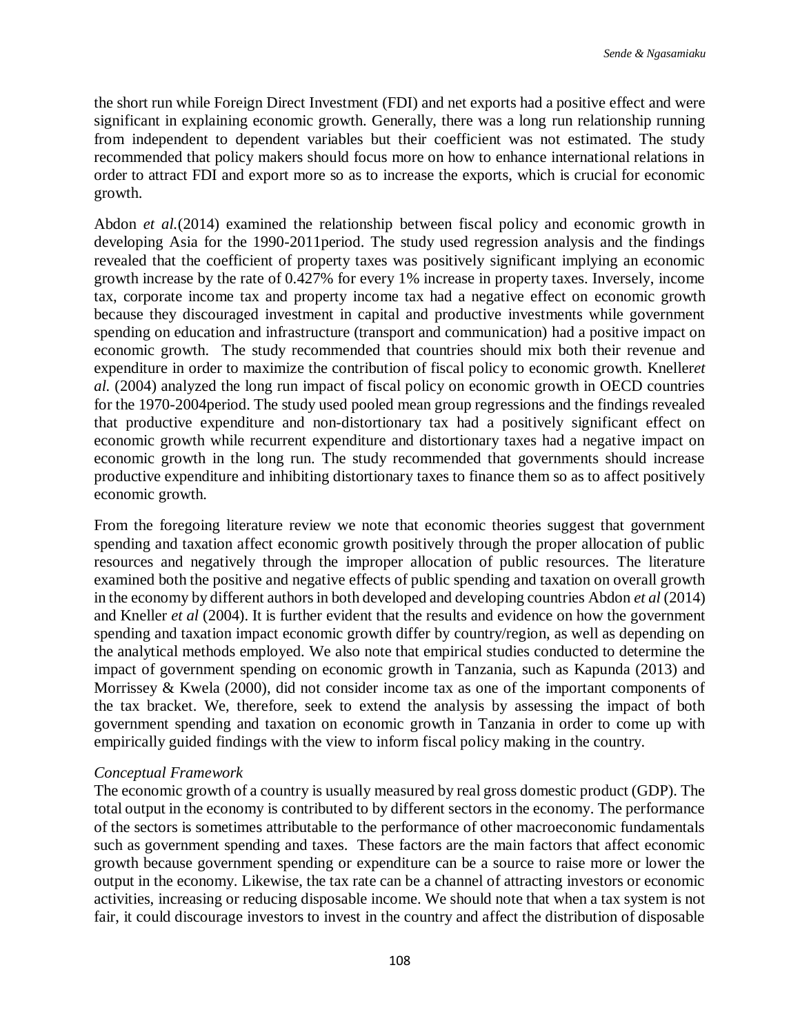the short run while Foreign Direct Investment (FDI) and net exports had a positive effect and were significant in explaining economic growth. Generally, there was a long run relationship running from independent to dependent variables but their coefficient was not estimated. The study recommended that policy makers should focus more on how to enhance international relations in order to attract FDI and export more so as to increase the exports, which is crucial for economic growth.

Abdon *et al.*(2014) examined the relationship between fiscal policy and economic growth in developing Asia for the 1990-2011period. The study used regression analysis and the findings revealed that the coefficient of property taxes was positively significant implying an economic growth increase by the rate of 0.427% for every 1% increase in property taxes. Inversely, income tax, corporate income tax and property income tax had a negative effect on economic growth because they discouraged investment in capital and productive investments while government spending on education and infrastructure (transport and communication) had a positive impact on economic growth. The study recommended that countries should mix both their revenue and expenditure in order to maximize the contribution of fiscal policy to economic growth. Kneller*et al.* (2004) analyzed the long run impact of fiscal policy on economic growth in OECD countries for the 1970-2004period. The study used pooled mean group regressions and the findings revealed that productive expenditure and non-distortionary tax had a positively significant effect on economic growth while recurrent expenditure and distortionary taxes had a negative impact on economic growth in the long run. The study recommended that governments should increase productive expenditure and inhibiting distortionary taxes to finance them so as to affect positively economic growth.

From the foregoing literature review we note that economic theories suggest that government spending and taxation affect economic growth positively through the proper allocation of public resources and negatively through the improper allocation of public resources. The literature examined both the positive and negative effects of public spending and taxation on overall growth in the economy by different authors in both developed and developing countries Abdon *et al* (2014) and Kneller *et al* (2004). It is further evident that the results and evidence on how the government spending and taxation impact economic growth differ by country/region, as well as depending on the analytical methods employed. We also note that empirical studies conducted to determine the impact of government spending on economic growth in Tanzania, such as Kapunda (2013) and Morrissey & Kwela (2000), did not consider income tax as one of the important components of the tax bracket. We, therefore, seek to extend the analysis by assessing the impact of both government spending and taxation on economic growth in Tanzania in order to come up with empirically guided findings with the view to inform fiscal policy making in the country.

*Conceptual Framework*

The economic growth of a country is usually measured by real gross domestic product (GDP). The total output in the economy is contributed to by different sectors in the economy. The performance of the sectors is sometimes attributable to the performance of other macroeconomic fundamentals such as government spending and taxes. These factors are the main factors that affect economic growth because government spending or expenditure can be a source to raise more or lower the output in the economy. Likewise, the tax rate can be a channel of attracting investors or economic activities, increasing or reducing disposable income. We should note that when a tax system is not fair, it could discourage investors to invest in the country and affect the distribution of disposable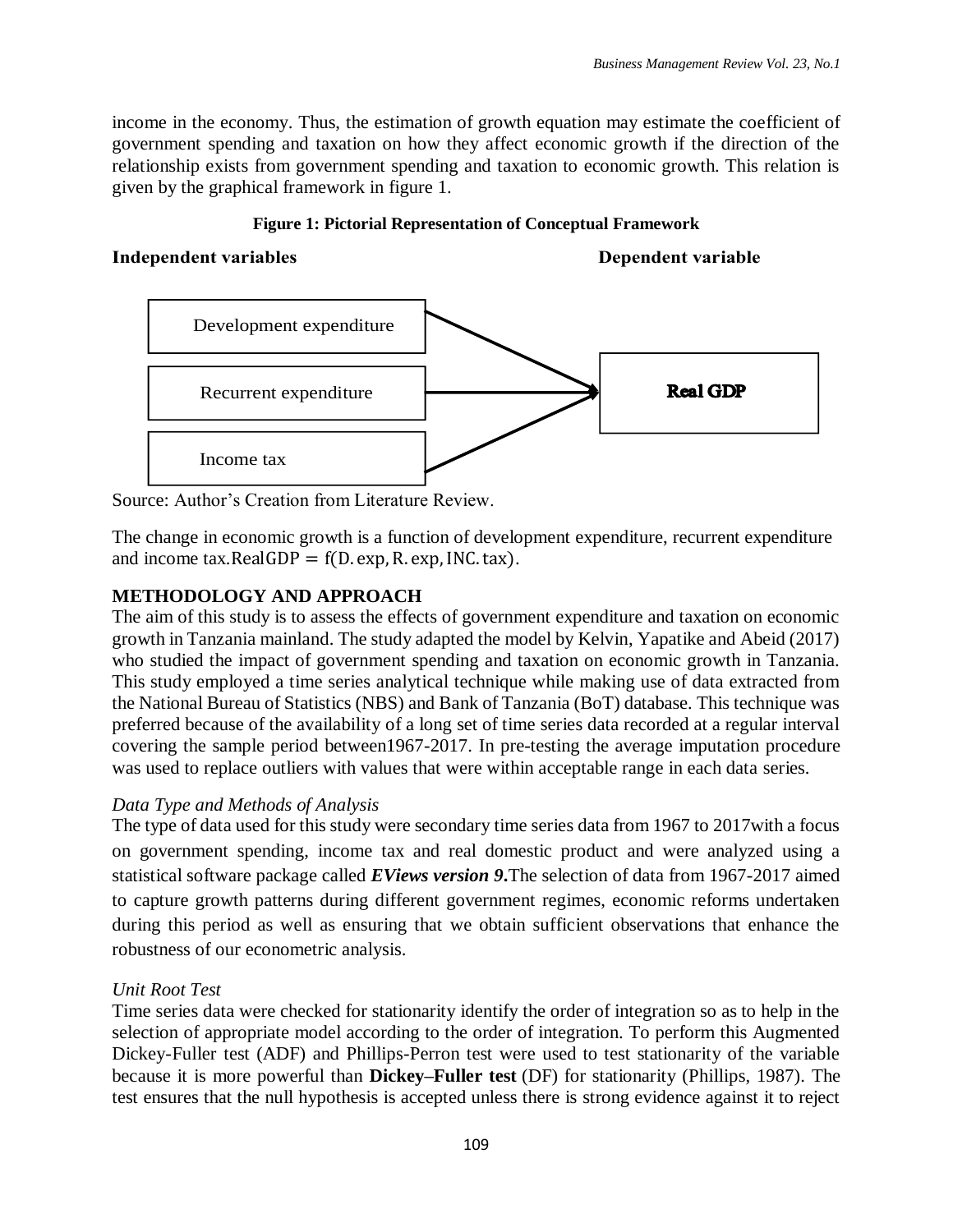income in the economy. Thus, the estimation of growth equation may estimate the coefficient of government spending and taxation on how they affect economic growth if the direction of the relationship exists from government spending and taxation to economic growth. This relation is given by the graphical framework in figure 1.

**Figure 1: Pictorial Representation of Conceptual Framework**

**Independent variables** — **Dependent variable**

- Development expenditure → **Real GDP**
- Recurrent expenditure → **Real GDP**
- Income tax → **Real GDP**

Source: Author's Creation from Literature Review.

The change in economic growth is a function of development expenditure, recurrent expenditure and income tax. $\text{RealGDP} = f(\text{D.exp}, \text{R.exp}, \text{INC.tax})$.

## METHODOLOGY AND APPROACH

The aim of this study is to assess the effects of government expenditure and taxation on economic growth in Tanzania mainland. The study adapted the model by Kelvin, Yapatike and Abeid (2017) who studied the impact of government spending and taxation on economic growth in Tanzania. This study employed a time series analytical technique while making use of data extracted from the National Bureau of Statistics (NBS) and Bank of Tanzania (BoT) database. This technique was preferred because of the availability of a long set of time series data recorded at a regular interval covering the sample period between1967-2017. In pre-testing the average imputation procedure was used to replace outliers with values that were within acceptable range in each data series.

### *Data Type and Methods of Analysis*

The type of data used for this study were secondary time series data from 1967 to 2017with a focus on government spending, income tax and real domestic product and were analyzed using a statistical software package called ***EViews version 9***.The selection of data from 1967-2017 aimed to capture growth patterns during different government regimes, economic reforms undertaken during this period as well as ensuring that we obtain sufficient observations that enhance the robustness of our econometric analysis.

### *Unit Root Test*

Time series data were checked for stationarity identify the order of integration so as to help in the selection of appropriate model according to the order of integration. To perform this Augmented Dickey-Fuller test (ADF) and Phillips-Perron test were used to test stationarity of the variable because it is more powerful than **Dickey–Fuller test** (DF) for stationarity (Phillips, 1987). The test ensures that the null hypothesis is accepted unless there is strong evidence against it to reject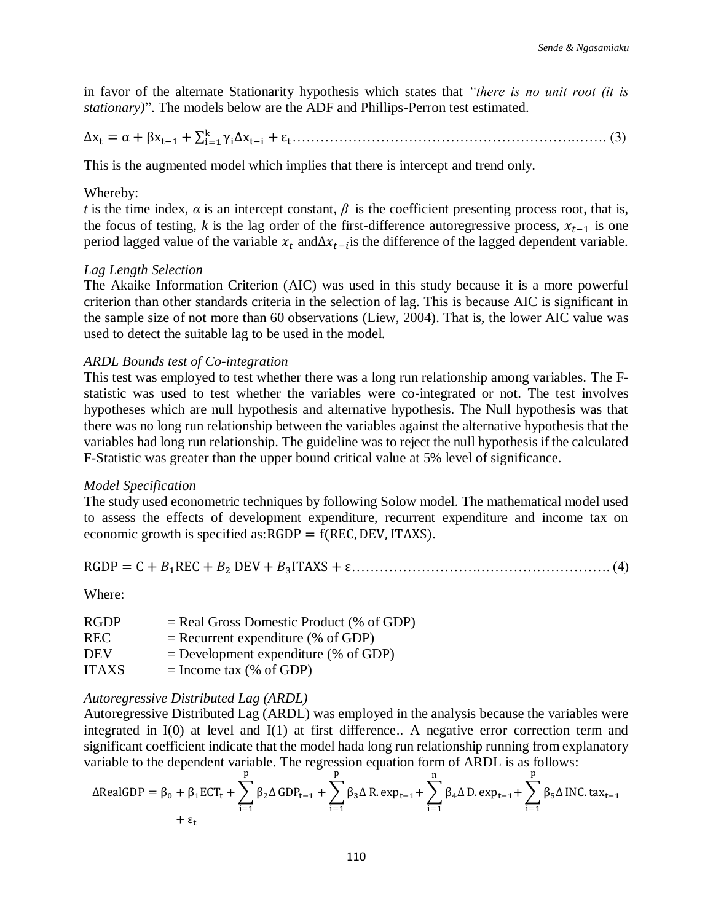in favor of the alternate Stationarity hypothesis which states that *"there is no unit root (it is stationary)*". The models below are the ADF and Phillips-Perron test estimated.

$$\Delta x_t = \alpha + \beta x_{t-1} + \sum_{i=1}^{k} \gamma_i \Delta x_{t-i} + \varepsilon_t \quad (3)$$

This is the augmented model which implies that there is intercept and trend only.

Whereby:

*t* is the time index, $\alpha$ is an intercept constant, $\beta$ is the coefficient presenting process root, that is, the focus of testing, *k* is the lag order of the first-difference autoregressive process, $x_{t-1}$ is one period lagged value of the variable $x_t$ and $\Delta x_{t-i}$ is the difference of the lagged dependent variable.

*Lag Length Selection*

The Akaike Information Criterion (AIC) was used in this study because it is a more powerful criterion than other standards criteria in the selection of lag. This is because AIC is significant in the sample size of not more than 60 observations (Liew, 2004). That is, the lower AIC value was used to detect the suitable lag to be used in the model.

*ARDL Bounds test of Co-integration*

This test was employed to test whether there was a long run relationship among variables. The F-statistic was used to test whether the variables were co-integrated or not. The test involves hypotheses which are null hypothesis and alternative hypothesis. The Null hypothesis was that there was no long run relationship between the variables against the alternative hypothesis that the variables had long run relationship. The guideline was to reject the null hypothesis if the calculated F-Statistic was greater than the upper bound critical value at 5% level of significance.

*Model Specification*

The study used econometric techniques by following Solow model. The mathematical model used to assess the effects of development expenditure, recurrent expenditure and income tax on economic growth is specified as: $\text{RGDP} = f(\text{REC}, \text{DEV}, \text{ITAXS})$.

$$\text{RGDP} = \text{C} + B_1\text{REC} + B_2\,\text{DEV} + B_3\text{ITAXS} + \varepsilon \quad (4)$$

Where:

| | |
|---|---|
| RGDP | = Real Gross Domestic Product (% of GDP) |
| REC | = Recurrent expenditure (% of GDP) |
| DEV | = Development expenditure (% of GDP) |
| ITAXS | = Income tax (% of GDP) |

*Autoregressive Distributed Lag (ARDL)*

Autoregressive Distributed Lag (ARDL) was employed in the analysis because the variables were integrated in I(0) at level and I(1) at first difference.. A negative error correction term and significant coefficient indicate that the model hada long run relationship running from explanatory variable to the dependent variable. The regression equation form of ARDL is as follows:

$$\Delta \text{RealGDP} = \beta_0 + \beta_1 \text{ECT}_t + \sum_{i=1}^{p} \beta_2 \Delta\,\text{GDP}_{t-1} + \sum_{i=1}^{p} \beta_3 \Delta\,\text{R.exp}_{t-1} + \sum_{i=1}^{n} \beta_4 \Delta\,\text{D.exp}_{t-1} + \sum_{i=1}^{p} \beta_5 \Delta\,\text{INC.tax}_{t-1} + \varepsilon_t$$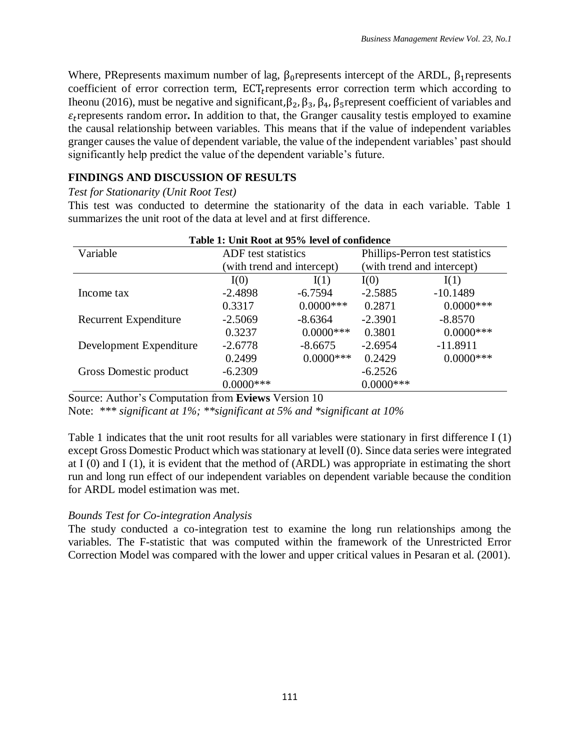Where, PRepresents maximum number of lag, $\beta_0$represents intercept of the ARDL, $\beta_1$represents coefficient of error correction term, $ECT_t$represents error correction term which according to Iheonu (2016), must be negative and significant,$\beta_2$, $\beta_3$, $\beta_4$, $\beta_5$represent coefficient of variables and $\varepsilon_t$represents random error**.** In addition to that, the Granger causality testis employed to examine the causal relationship between variables. This means that if the value of independent variables granger causes the value of dependent variable, the value of the independent variables' past should significantly help predict the value of the dependent variable's future.

## FINDINGS AND DISCUSSION OF RESULTS

*Test for Stationarity (Unit Root Test)*

This test was conducted to determine the stationarity of the data in each variable. Table 1 summarizes the unit root of the data at level and at first difference.

**Table 1: Unit Root at 95% level of confidence**

| Variable | ADF test statistics (with trend and intercept) | | Phillips-Perron test statistics (with trend and intercept) | |
|---|---|---|---|---|
| | I(0) | I(1) | I(0) | I(1) |
| Income tax | -2.4898 | -6.7594 | -2.5885 | -10.1489 |
| | 0.3317 | 0.0000*** | 0.2871 | 0.0000*** |
| Recurrent Expenditure | -2.5069 | -8.6364 | -2.3901 | -8.8570 |
| | 0.3237 | 0.0000*** | 0.3801 | 0.0000*** |
| Development Expenditure | -2.6778 | -8.6675 | -2.6954 | -11.8911 |
| | 0.2499 | 0.0000*** | 0.2429 | 0.0000*** |
| Gross Domestic product | -6.2309 | | -6.2526 | |
| | 0.0000*** | | 0.0000*** | |

Source: Author's Computation from **Eviews** Version 10

Note: *\*\*\* significant at 1%; \*\*significant at 5% and \*significant at 10%*

Table 1 indicates that the unit root results for all variables were stationary in first difference I (1) except Gross Domestic Product which was stationary at levelI (0). Since data series were integrated at I (0) and I (1), it is evident that the method of (ARDL) was appropriate in estimating the short run and long run effect of our independent variables on dependent variable because the condition for ARDL model estimation was met.

*Bounds Test for Co-integration Analysis*

The study conducted a co-integration test to examine the long run relationships among the variables. The F-statistic that was computed within the framework of the Unrestricted Error Correction Model was compared with the lower and upper critical values in Pesaran et al. (2001).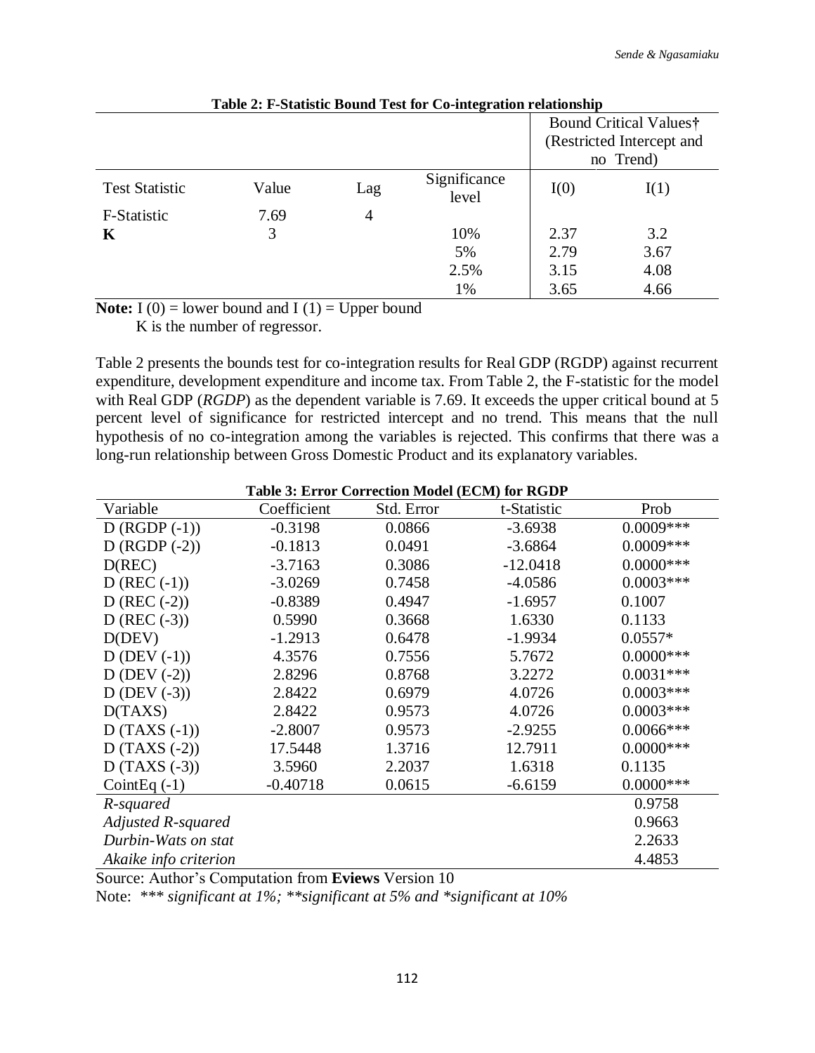**Table 2: F-Statistic Bound Test for Co-integration relationship**

| | | | | Bound Critical Values† (Restricted Intercept and no Trend) | |
|---|---|---|---|---|---|
| Test Statistic | Value | Lag | Significance level | I(0) | I(1) |
| F-Statistic | 7.69 | 4 | | | |
| **K** | 3 | | 10% | 2.37 | 3.2 |
| | | | 5% | 2.79 | 3.67 |
| | | | 2.5% | 3.15 | 4.08 |
| | | | 1% | 3.65 | 4.66 |

**Note:** I (0) = lower bound and I (1) = Upper bound
K is the number of regressor.

Table 2 presents the bounds test for co-integration results for Real GDP (RGDP) against recurrent expenditure, development expenditure and income tax. From Table 2, the F-statistic for the model with Real GDP (*RGDP*) as the dependent variable is 7.69. It exceeds the upper critical bound at 5 percent level of significance for restricted intercept and no trend. This means that the null hypothesis of no co-integration among the variables is rejected. This confirms that there was a long-run relationship between Gross Domestic Product and its explanatory variables.

**Table 3: Error Correction Model (ECM) for RGDP**

| Variable | Coefficient | Std. Error | t-Statistic | Prob |
|---|---|---|---|---|
| D (RGDP (-1)) | -0.3198 | 0.0866 | -3.6938 | 0.0009*** |
| D (RGDP (-2)) | -0.1813 | 0.0491 | -3.6864 | 0.0009*** |
| D(REC) | -3.7163 | 0.3086 | -12.0418 | 0.0000*** |
| D (REC (-1)) | -3.0269 | 0.7458 | -4.0586 | 0.0003*** |
| D (REC (-2)) | -0.8389 | 0.4947 | -1.6957 | 0.1007 |
| D (REC (-3)) | 0.5990 | 0.3668 | 1.6330 | 0.1133 |
| D(DEV) | -1.2913 | 0.6478 | -1.9934 | 0.0557* |
| D (DEV (-1)) | 4.3576 | 0.7556 | 5.7672 | 0.0000*** |
| D (DEV (-2)) | 2.8296 | 0.8768 | 3.2272 | 0.0031*** |
| D (DEV (-3)) | 2.8422 | 0.6979 | 4.0726 | 0.0003*** |
| D(TAXS) | 2.8422 | 0.9573 | 4.0726 | 0.0003*** |
| D (TAXS (-1)) | -2.8007 | 0.9573 | -2.9255 | 0.0066*** |
| D (TAXS (-2)) | 17.5448 | 1.3716 | 12.7911 | 0.0000*** |
| D (TAXS (-3)) | 3.5960 | 2.2037 | 1.6318 | 0.1135 |
| CointEq (-1) | -0.40718 | 0.0615 | -6.6159 | 0.0000*** |
| *R-squared* | | | | 0.9758 |
| *Adjusted R-squared* | | | | 0.9663 |
| *Durbin-Wats on stat* | | | | 2.2633 |
| *Akaike info criterion* | | | | 4.4853 |

Source: Author's Computation from **Eviews** Version 10

Note: *\*\*\* significant at 1%; \*\*significant at 5% and \*significant at 10%*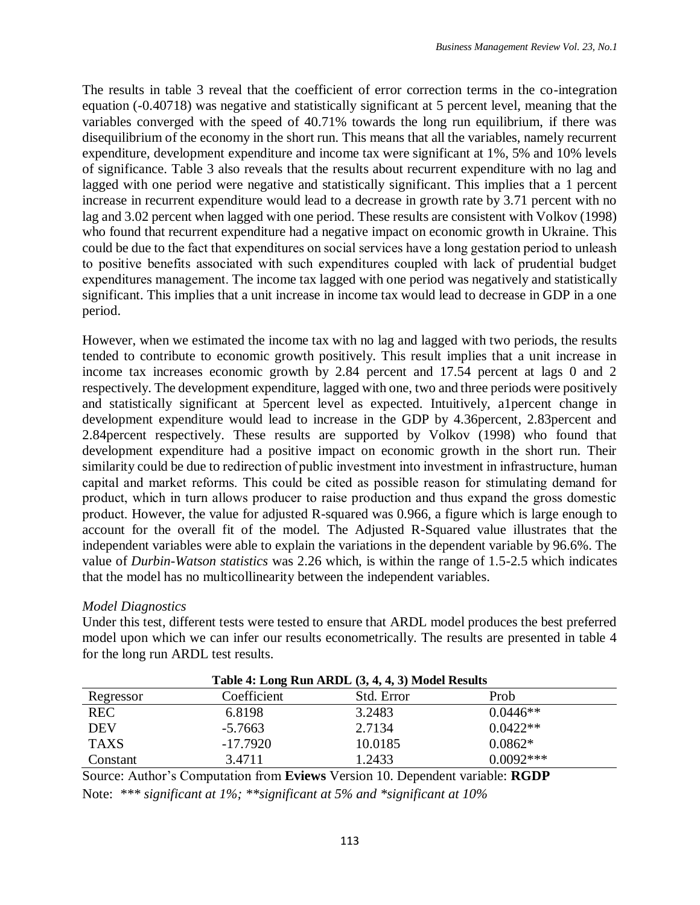The results in table 3 reveal that the coefficient of error correction terms in the co-integration equation (-0.40718) was negative and statistically significant at 5 percent level, meaning that the variables converged with the speed of 40.71% towards the long run equilibrium, if there was disequilibrium of the economy in the short run. This means that all the variables, namely recurrent expenditure, development expenditure and income tax were significant at 1%, 5% and 10% levels of significance. Table 3 also reveals that the results about recurrent expenditure with no lag and lagged with one period were negative and statistically significant. This implies that a 1 percent increase in recurrent expenditure would lead to a decrease in growth rate by 3.71 percent with no lag and 3.02 percent when lagged with one period. These results are consistent with Volkov (1998) who found that recurrent expenditure had a negative impact on economic growth in Ukraine. This could be due to the fact that expenditures on social services have a long gestation period to unleash to positive benefits associated with such expenditures coupled with lack of prudential budget expenditures management. The income tax lagged with one period was negatively and statistically significant. This implies that a unit increase in income tax would lead to decrease in GDP in a one period.

However, when we estimated the income tax with no lag and lagged with two periods, the results tended to contribute to economic growth positively. This result implies that a unit increase in income tax increases economic growth by 2.84 percent and 17.54 percent at lags 0 and 2 respectively. The development expenditure, lagged with one, two and three periods were positively and statistically significant at 5percent level as expected. Intuitively, a1percent change in development expenditure would lead to increase in the GDP by 4.36percent, 2.83percent and 2.84percent respectively. These results are supported by Volkov (1998) who found that development expenditure had a positive impact on economic growth in the short run. Their similarity could be due to redirection of public investment into investment in infrastructure, human capital and market reforms. This could be cited as possible reason for stimulating demand for product, which in turn allows producer to raise production and thus expand the gross domestic product. However, the value for adjusted R-squared was 0.966, a figure which is large enough to account for the overall fit of the model. The Adjusted R-Squared value illustrates that the independent variables were able to explain the variations in the dependent variable by 96.6%. The value of *Durbin-Watson statistics* was 2.26 which, is within the range of 1.5-2.5 which indicates that the model has no multicollinearity between the independent variables.

*Model Diagnostics*

Under this test, different tests were tested to ensure that ARDL model produces the best preferred model upon which we can infer our results econometrically. The results are presented in table 4 for the long run ARDL test results.

**Table 4: Long Run ARDL (3, 4, 4, 3) Model Results**

| Regressor | Coefficient | Std. Error | Prob |
|---|---|---|---|
| REC | 6.8198 | 3.2483 | 0.0446** |
| DEV | -5.7663 | 2.7134 | 0.0422** |
| TAXS | -17.7920 | 10.0185 | 0.0862* |
| Constant | 3.4711 | 1.2433 | 0.0092*** |

Source: Author's Computation from **Eviews** Version 10. Dependent variable: **RGDP**

Note: *\*\*\* significant at 1%; \*\*significant at 5% and \*significant at 10%*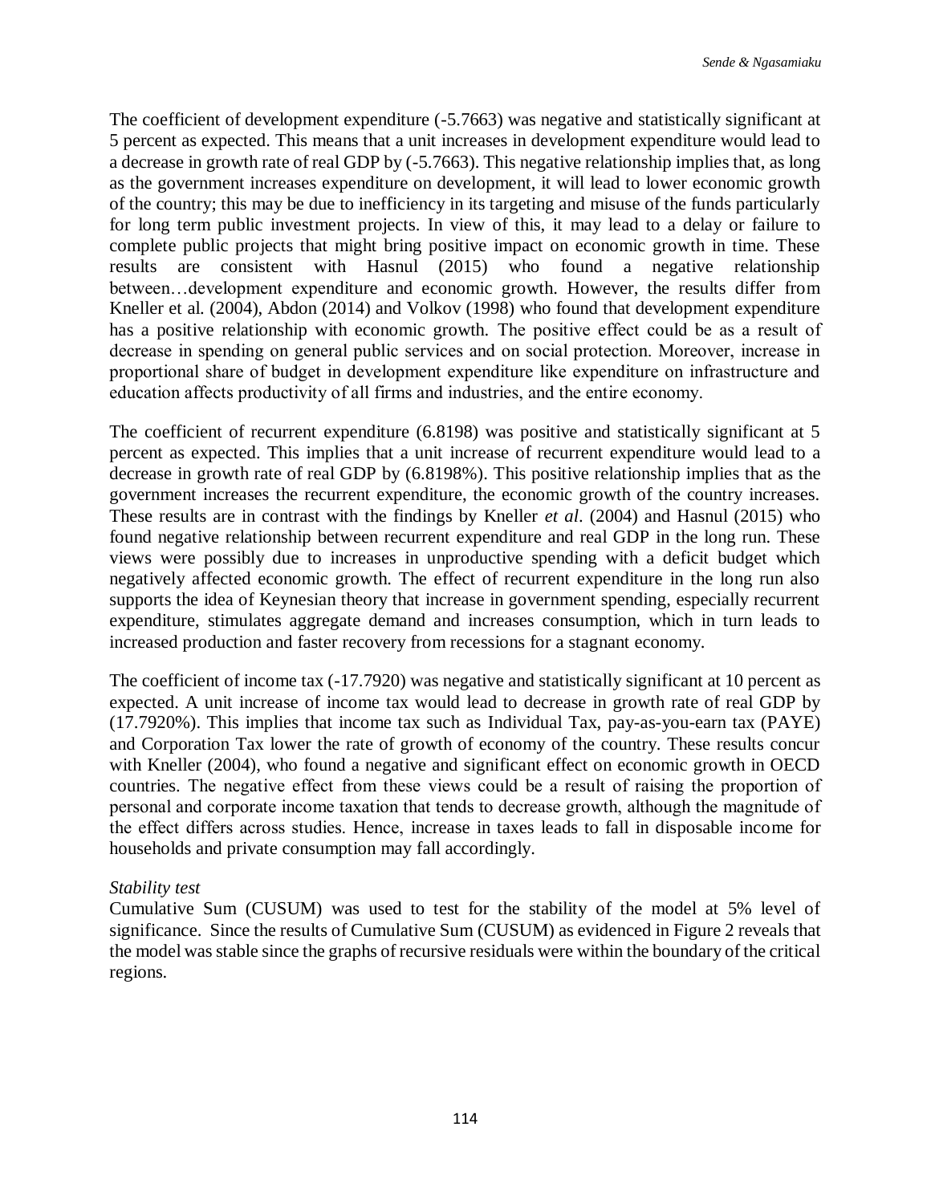The coefficient of development expenditure (-5.7663) was negative and statistically significant at 5 percent as expected. This means that a unit increases in development expenditure would lead to a decrease in growth rate of real GDP by (-5.7663). This negative relationship implies that, as long as the government increases expenditure on development, it will lead to lower economic growth of the country; this may be due to inefficiency in its targeting and misuse of the funds particularly for long term public investment projects. In view of this, it may lead to a delay or failure to complete public projects that might bring positive impact on economic growth in time. These results are consistent with Hasnul (2015) who found a negative relationship between…development expenditure and economic growth. However, the results differ from Kneller et al. (2004), Abdon (2014) and Volkov (1998) who found that development expenditure has a positive relationship with economic growth. The positive effect could be as a result of decrease in spending on general public services and on social protection. Moreover, increase in proportional share of budget in development expenditure like expenditure on infrastructure and education affects productivity of all firms and industries, and the entire economy.

The coefficient of recurrent expenditure (6.8198) was positive and statistically significant at 5 percent as expected. This implies that a unit increase of recurrent expenditure would lead to a decrease in growth rate of real GDP by (6.8198%). This positive relationship implies that as the government increases the recurrent expenditure, the economic growth of the country increases. These results are in contrast with the findings by Kneller *et al*. (2004) and Hasnul (2015) who found negative relationship between recurrent expenditure and real GDP in the long run. These views were possibly due to increases in unproductive spending with a deficit budget which negatively affected economic growth. The effect of recurrent expenditure in the long run also supports the idea of Keynesian theory that increase in government spending, especially recurrent expenditure, stimulates aggregate demand and increases consumption, which in turn leads to increased production and faster recovery from recessions for a stagnant economy.

The coefficient of income tax (-17.7920) was negative and statistically significant at 10 percent as expected. A unit increase of income tax would lead to decrease in growth rate of real GDP by (17.7920%). This implies that income tax such as Individual Tax, pay-as-you-earn tax (PAYE) and Corporation Tax lower the rate of growth of economy of the country. These results concur with Kneller (2004), who found a negative and significant effect on economic growth in OECD countries. The negative effect from these views could be a result of raising the proportion of personal and corporate income taxation that tends to decrease growth, although the magnitude of the effect differs across studies. Hence, increase in taxes leads to fall in disposable income for households and private consumption may fall accordingly.

*Stability test*

Cumulative Sum (CUSUM) was used to test for the stability of the model at 5% level of significance. Since the results of Cumulative Sum (CUSUM) as evidenced in Figure 2 reveals that the model was stable since the graphs of recursive residuals were within the boundary of the critical regions.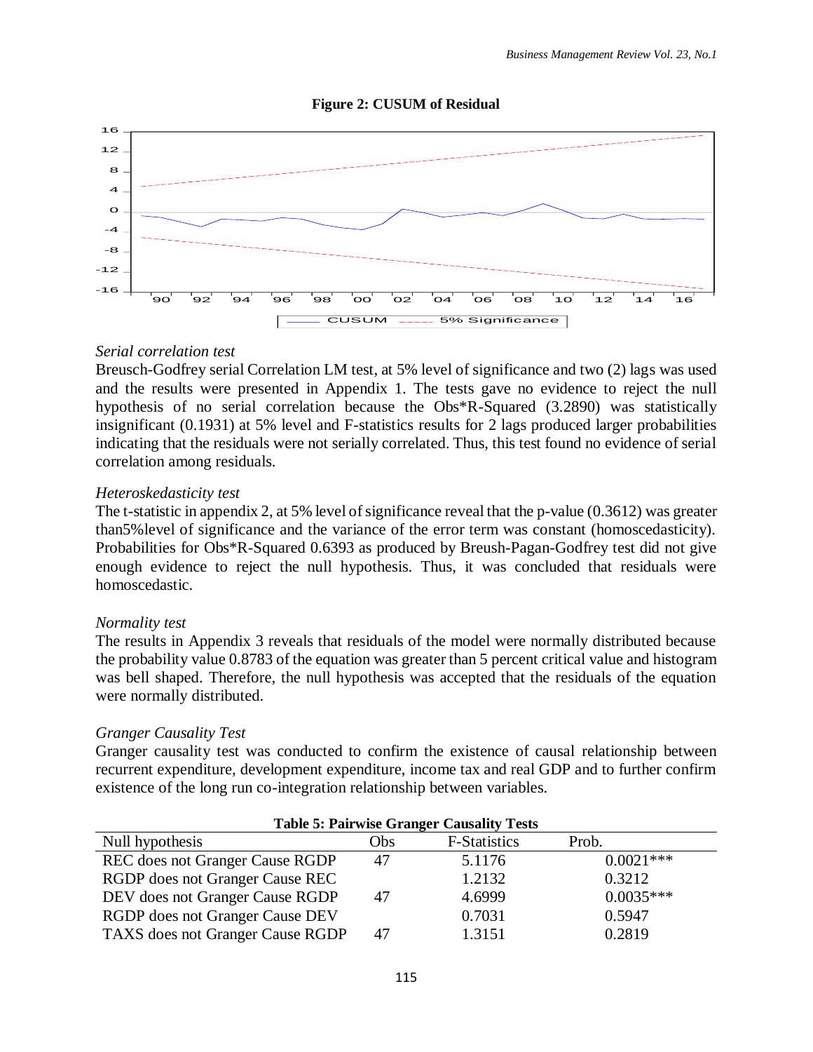**Figure 2: CUSUM of Residual**

*Serial correlation test*

Breusch-Godfrey serial Correlation LM test, at 5% level of significance and two (2) lags was used and the results were presented in Appendix 1. The tests gave no evidence to reject the null hypothesis of no serial correlation because the Obs*R-Squared (3.2890) was statistically insignificant (0.1931) at 5% level and F-statistics results for 2 lags produced larger probabilities indicating that the residuals were not serially correlated. Thus, this test found no evidence of serial correlation among residuals.

*Heteroskedasticity test*

The t-statistic in appendix 2, at 5% level of significance reveal that the p-value (0.3612) was greater than5%level of significance and the variance of the error term was constant (homoscedasticity). Probabilities for Obs*R-Squared 0.6393 as produced by Breush-Pagan-Godfrey test did not give enough evidence to reject the null hypothesis. Thus, it was concluded that residuals were homoscedastic.

*Normality test*

The results in Appendix 3 reveals that residuals of the model were normally distributed because the probability value 0.8783 of the equation was greater than 5 percent critical value and histogram was bell shaped. Therefore, the null hypothesis was accepted that the residuals of the equation were normally distributed.

*Granger Causality Test*

Granger causality test was conducted to confirm the existence of causal relationship between recurrent expenditure, development expenditure, income tax and real GDP and to further confirm existence of the long run co-integration relationship between variables.

**Table 5: Pairwise Granger Causality Tests**

| Null hypothesis | Obs | F-Statistics | Prob. |
|---|---|---|---|
| REC does not Granger Cause RGDP | 47 | 5.1176 | 0.0021*** |
| RGDP does not Granger Cause REC | | 1.2132 | 0.3212 |
| DEV does not Granger Cause RGDP | 47 | 4.6999 | 0.0035*** |
| RGDP does not Granger Cause DEV | | 0.7031 | 0.5947 |
| TAXS does not Granger Cause RGDP | 47 | 1.3151 | 0.2819 |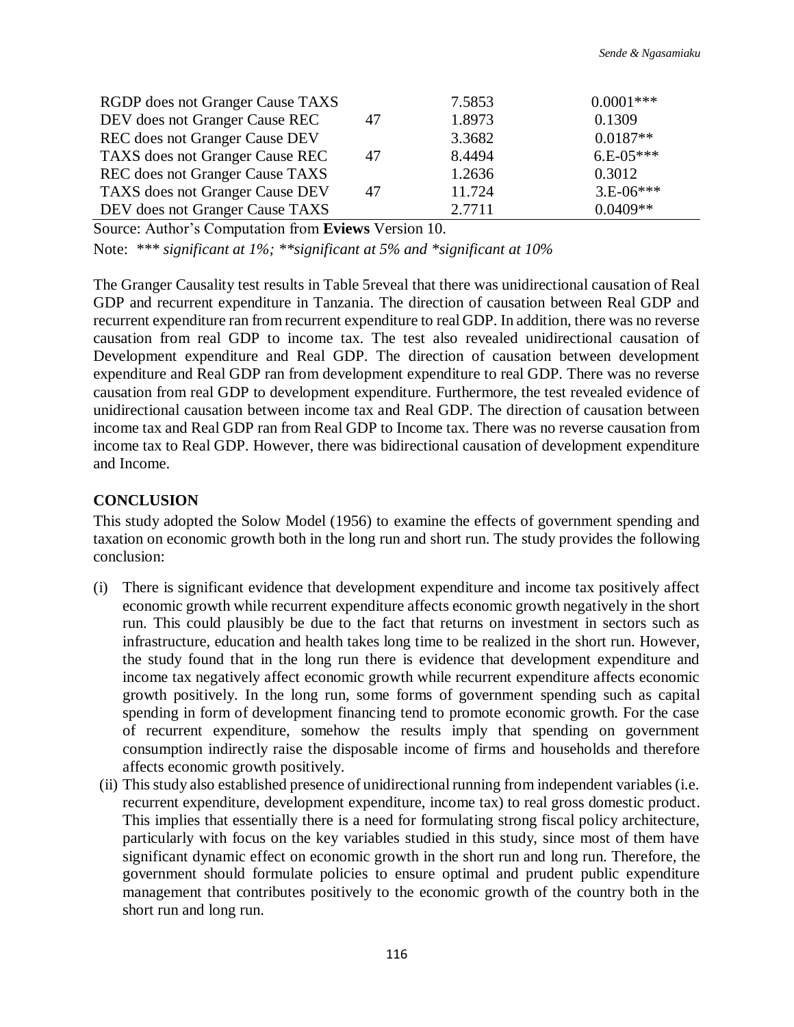| | | | |
|---|---|---|---|
| RGDP does not Granger Cause TAXS | | 7.5853 | 0.0001*** |
| DEV does not Granger Cause REC | 47 | 1.8973 | 0.1309 |
| REC does not Granger Cause DEV | | 3.3682 | 0.0187** |
| TAXS does not Granger Cause REC | 47 | 8.4494 | 6.E-05*** |
| REC does not Granger Cause TAXS | | 1.2636 | 0.3012 |
| TAXS does not Granger Cause DEV | 47 | 11.724 | 3.E-06*** |
| DEV does not Granger Cause TAXS | | 2.7711 | 0.0409** |

Source: Author's Computation from **Eviews** Version 10.

Note: *\*\*\* significant at 1%; \*\*significant at 5% and \*significant at 10%*

The Granger Causality test results in Table 5reveal that there was unidirectional causation of Real GDP and recurrent expenditure in Tanzania. The direction of causation between Real GDP and recurrent expenditure ran from recurrent expenditure to real GDP. In addition, there was no reverse causation from real GDP to income tax. The test also revealed unidirectional causation of Development expenditure and Real GDP. The direction of causation between development expenditure and Real GDP ran from development expenditure to real GDP. There was no reverse causation from real GDP to development expenditure. Furthermore, the test revealed evidence of unidirectional causation between income tax and Real GDP. The direction of causation between income tax and Real GDP ran from Real GDP to Income tax. There was no reverse causation from income tax to Real GDP. However, there was bidirectional causation of development expenditure and Income.

## CONCLUSION

This study adopted the Solow Model (1956) to examine the effects of government spending and taxation on economic growth both in the long run and short run. The study provides the following conclusion:

(i) There is significant evidence that development expenditure and income tax positively affect economic growth while recurrent expenditure affects economic growth negatively in the short run. This could plausibly be due to the fact that returns on investment in sectors such as infrastructure, education and health takes long time to be realized in the short run. However, the study found that in the long run there is evidence that development expenditure and income tax negatively affect economic growth while recurrent expenditure affects economic growth positively. In the long run, some forms of government spending such as capital spending in form of development financing tend to promote economic growth. For the case of recurrent expenditure, somehow the results imply that spending on government consumption indirectly raise the disposable income of firms and households and therefore affects economic growth positively.

(ii) This study also established presence of unidirectional running from independent variables (i.e. recurrent expenditure, development expenditure, income tax) to real gross domestic product. This implies that essentially there is a need for formulating strong fiscal policy architecture, particularly with focus on the key variables studied in this study, since most of them have significant dynamic effect on economic growth in the short run and long run. Therefore, the government should formulate policies to ensure optimal and prudent public expenditure management that contributes positively to the economic growth of the country both in the short run and long run.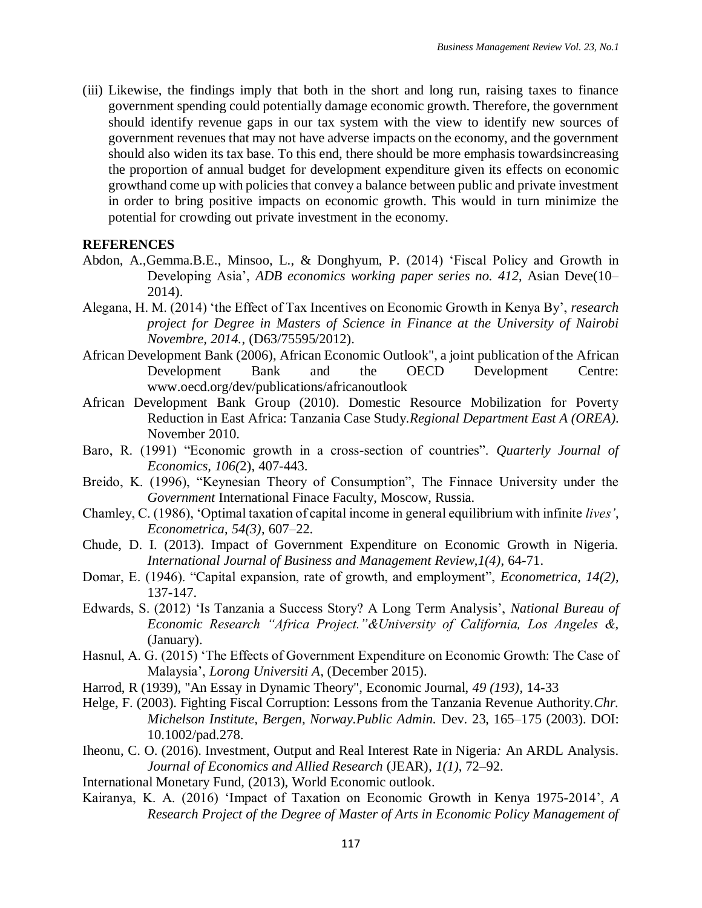(iii) Likewise, the findings imply that both in the short and long run, raising taxes to finance government spending could potentially damage economic growth. Therefore, the government should identify revenue gaps in our tax system with the view to identify new sources of government revenues that may not have adverse impacts on the economy, and the government should also widen its tax base. To this end, there should be more emphasis towardsincreasing the proportion of annual budget for development expenditure given its effects on economic growthand come up with policies that convey a balance between public and private investment in order to bring positive impacts on economic growth. This would in turn minimize the potential for crowding out private investment in the economy.

**REFERENCES**

Abdon, A.,Gemma.B.E., Minsoo, L., & Donghyum, P. (2014) 'Fiscal Policy and Growth in Developing Asia', *ADB economics working paper series no. 412*, Asian Deve(10–2014).

Alegana, H. M. (2014) 'the Effect of Tax Incentives on Economic Growth in Kenya By', *research project for Degree in Masters of Science in Finance at the University of Nairobi Novembre, 2014.*, (D63/75595/2012).

African Development Bank (2006), African Economic Outlook", a joint publication of the African Development Bank and the OECD Development Centre: www.oecd.org/dev/publications/africanoutlook

African Development Bank Group (2010). Domestic Resource Mobilization for Poverty Reduction in East Africa: Tanzania Case Study.*Regional Department East A (OREA).* November 2010.

Baro, R. (1991) "Economic growth in a cross-section of countries". *Quarterly Journal of Economics, 106(*2), 407-443.

Breido, K. (1996), "Keynesian Theory of Consumption", The Finnace University under the *Government* International Finace Faculty, Moscow, Russia.

Chamley, C. (1986), 'Optimal taxation of capital income in general equilibrium with infinite *lives'*, *Econometrica, 54(3)*, 607–22.

Chude, D. I. (2013). Impact of Government Expenditure on Economic Growth in Nigeria. *International Journal of Business and Management Review,1(4)*, 64-71.

Domar, E. (1946). "Capital expansion, rate of growth, and employment", *Econometrica, 14(2)*, 137-147.

Edwards, S. (2012) 'Is Tanzania a Success Story? A Long Term Analysis', *National Bureau of Economic Research "Africa Project."&University of California, Los Angeles &*, (January).

Hasnul, A. G. (2015) 'The Effects of Government Expenditure on Economic Growth: The Case of Malaysia', *Lorong Universiti A*, (December 2015).

Harrod, R (1939), "An Essay in Dynamic Theory", Economic Journal, *49 (193)*, 14-33

Helge, F. (2003). Fighting Fiscal Corruption: Lessons from the Tanzania Revenue Authority.*Chr. Michelson Institute, Bergen, Norway.Public Admin.* Dev. 23, 165–175 (2003). DOI: 10.1002/pad.278.

Iheonu, C. O. (2016). Investment, Output and Real Interest Rate in Nigeria*:* An ARDL Analysis. *Journal of Economics and Allied Research* (JEAR), *1(1)*, 72–92.

International Monetary Fund, (2013), World Economic outlook.

Kairanya, K. A. (2016) 'Impact of Taxation on Economic Growth in Kenya 1975-2014', *A Research Project of the Degree of Master of Arts in Economic Policy Management of*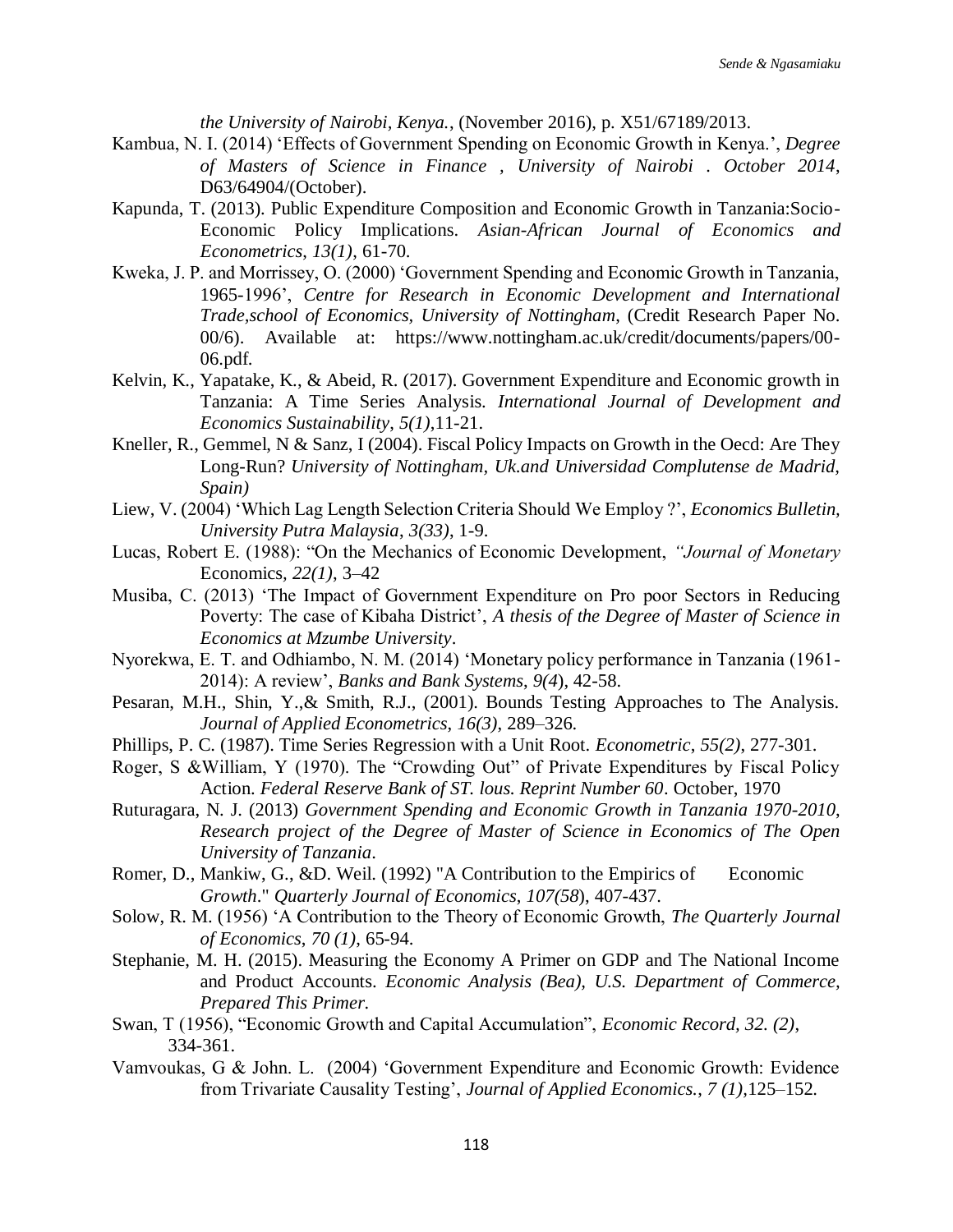*the University of Nairobi, Kenya.*, (November 2016), p. X51/67189/2013.

Kambua, N. I. (2014) 'Effects of Government Spending on Economic Growth in Kenya.', *Degree of Masters of Science in Finance , University of Nairobi . October 2014*, D63/64904/(October).

Kapunda, T. (2013). Public Expenditure Composition and Economic Growth in Tanzania:Socio-Economic Policy Implications. *Asian-African Journal of Economics and Econometrics, 13(1)*, 61-70.

Kweka, J. P. and Morrissey, O. (2000) 'Government Spending and Economic Growth in Tanzania, 1965-1996', *Centre for Research in Economic Development and International Trade,school of Economics, University of Nottingham*, (Credit Research Paper No. 00/6). Available at: https://www.nottingham.ac.uk/credit/documents/papers/00-06.pdf.

Kelvin, K., Yapatake, K., & Abeid, R. (2017). Government Expenditure and Economic growth in Tanzania: A Time Series Analysis. *International Journal of Development and Economics Sustainability, 5(1)*,11-21.

Kneller, R., Gemmel, N & Sanz, I (2004). Fiscal Policy Impacts on Growth in the Oecd: Are They Long-Run? *University of Nottingham, Uk.and Universidad Complutense de Madrid, Spain)*

Liew, V. (2004) 'Which Lag Length Selection Criteria Should We Employ ?', *Economics Bulletin, University Putra Malaysia, 3(33)*, 1-9.

Lucas, Robert E. (1988): "On the Mechanics of Economic Development, *"Journal of Monetary* Economics, *22(1)*, 3–42

Musiba, C. (2013) 'The Impact of Government Expenditure on Pro poor Sectors in Reducing Poverty: The case of Kibaha District', *A thesis of the Degree of Master of Science in Economics at Mzumbe University*.

Nyorekwa, E. T. and Odhiambo, N. M. (2014) 'Monetary policy performance in Tanzania (1961-2014): A review', *Banks and Bank Systems, 9(4)*, 42-58.

Pesaran, M.H., Shin, Y.,& Smith, R.J., (2001). Bounds Testing Approaches to The Analysis. *Journal of Applied Econometrics, 16(3)*, 289–326.

Phillips, P. C. (1987). Time Series Regression with a Unit Root. *Econometric, 55(2)*, 277-301.

Roger, S &William, Y (1970). The "Crowding Out" of Private Expenditures by Fiscal Policy Action. *Federal Reserve Bank of ST. lous. Reprint Number 60*. October, 1970

Ruturagara, N. J. (2013) *Government Spending and Economic Growth in Tanzania 1970-2010, Research project of the Degree of Master of Science in Economics of The Open University of Tanzania*.

Romer, D., Mankiw, G., &D. Weil. (1992) "A Contribution to the Empirics of Economic *Growth*." *Quarterly Journal of Economics, 107(58*), 407-437.

Solow, R. M. (1956) 'A Contribution to the Theory of Economic Growth, *The Quarterly Journal of Economics, 70 (1)*, 65-94.

Stephanie, M. H. (2015). Measuring the Economy A Primer on GDP and The National Income and Product Accounts. *Economic Analysis (Bea), U.S. Department of Commerce, Prepared This Primer.*

Swan, T (1956), "Economic Growth and Capital Accumulation", *Economic Record, 32. (2)*, 334-361.

Vamvoukas, G & John. L. (2004) 'Government Expenditure and Economic Growth: Evidence from Trivariate Causality Testing', *Journal of Applied Economics., 7 (1)*,125–152.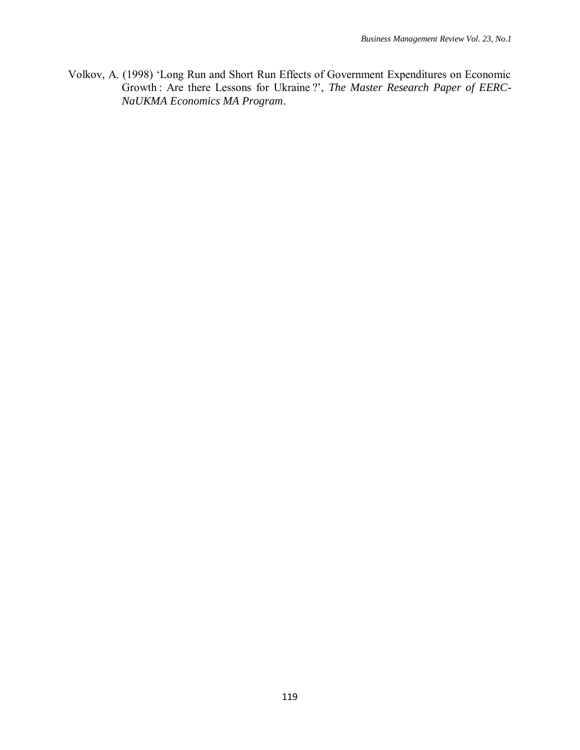Volkov, A. (1998) 'Long Run and Short Run Effects of Government Expenditures on Economic Growth : Are there Lessons for Ukraine ?', *The Master Research Paper of EERC-NaUKMA Economics MA Program*.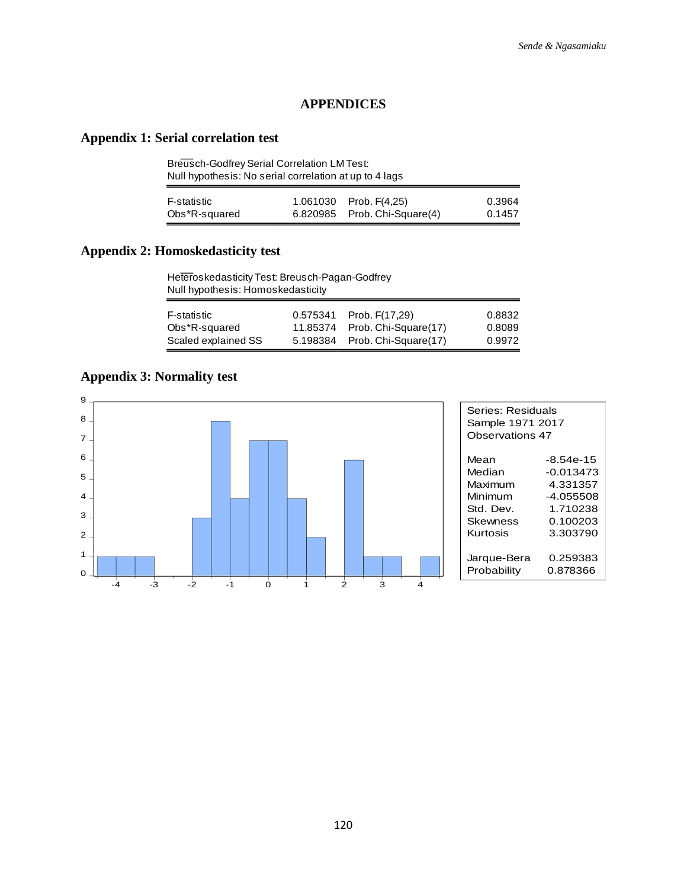# APPENDICES

## Appendix 1: Serial correlation test

Breusch-Godfrey Serial Correlation LM Test:
Null hypothesis: No serial correlation at up to 4 lags

| | | | |
|---|---|---|---|
| F-statistic | 1.061030 | Prob. F(4,25) | 0.3964 |
| Obs*R-squared | 6.820985 | Prob. Chi-Square(4) | 0.1457 |

## Appendix 2: Homoskedasticity test

Heteroskedasticity Test: Breusch-Pagan-Godfrey
Null hypothesis: Homoskedasticity

| | | | |
|---|---|---|---|
| F-statistic | 0.575341 | Prob. F(17,29) | 0.8832 |
| Obs*R-squared | 11.85374 | Prob. Chi-Square(17) | 0.8089 |
| Scaled explained SS | 5.198384 | Prob. Chi-Square(17) | 0.9972 |

## Appendix 3: Normality test

9
8
7
6
5
4
3
2
1
0

-4 -3 -2 -1 0 1 2 3 4

Series: Residuals
Sample 1971 2017
Observations 47

| | |
|---|---|
| Mean | -8.54e-15 |
| Median | -0.013473 |
| Maximum | 4.331357 |
| Minimum | -4.055508 |
| Std. Dev. | 1.710238 |
| Skewness | 0.100203 |
| Kurtosis | 3.303790 |
| Jarque-Bera | 0.259383 |
| Probability | 0.878366 |